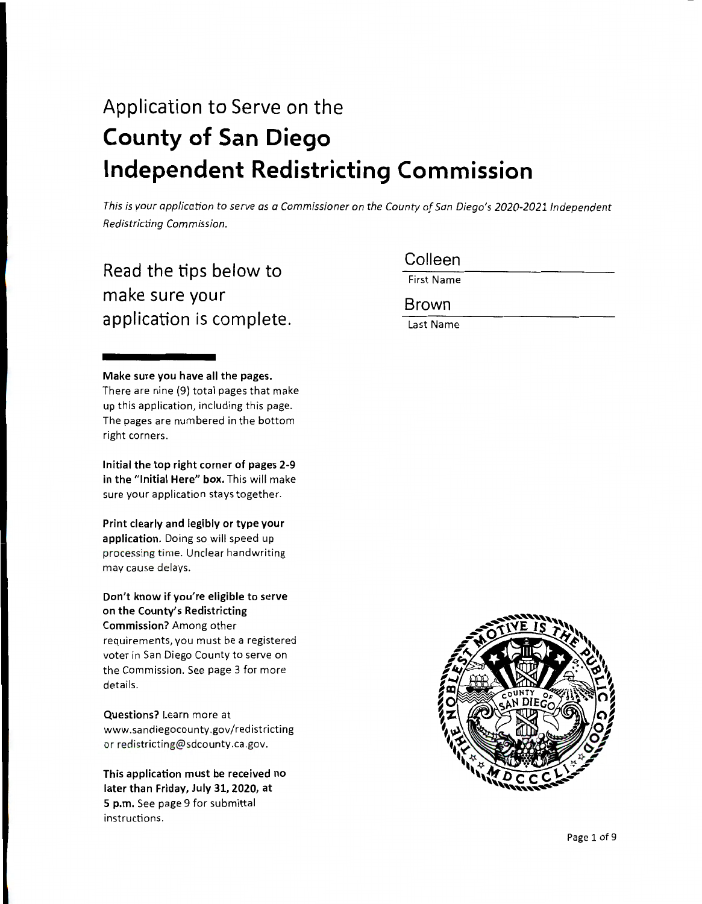# Application to Serve on the **County of San Diego Independent Redistricting Commission**

*This is your application to serve as a Commissioner on the County of San Diego's 2020-2021 Independent Redistricting Commission.*

## Read the tips below to make sure your application is complete.

Colleen
First Name

Brown
Last Name

**Make sure you have all the pages.** There are nine (9) total pages that make up this application, including this page. The pages are numbered in the bottom right corners.

**Initial the top right corner of pages 2-9 in the "Initial Here" box.** This will make sure your application stays together.

**Print clearly and legibly or type your application.** Doing so will speed up processing time. Unclear handwriting may cause delays.

**Don't know if you're eligible to serve on the County's Redistricting Commission?** Among other requirements, you must be a registered voter in San Diego County to serve on the Commission. See page 3 for more details.

**Questions?** Learn more at www.sandiegocounty.gov/redistricting or redistricting@sdcounty.ca.gov.

**This application must be received no later than Friday, July 31, 2020, at 5 p.m.** See page 9 for submittal instructions.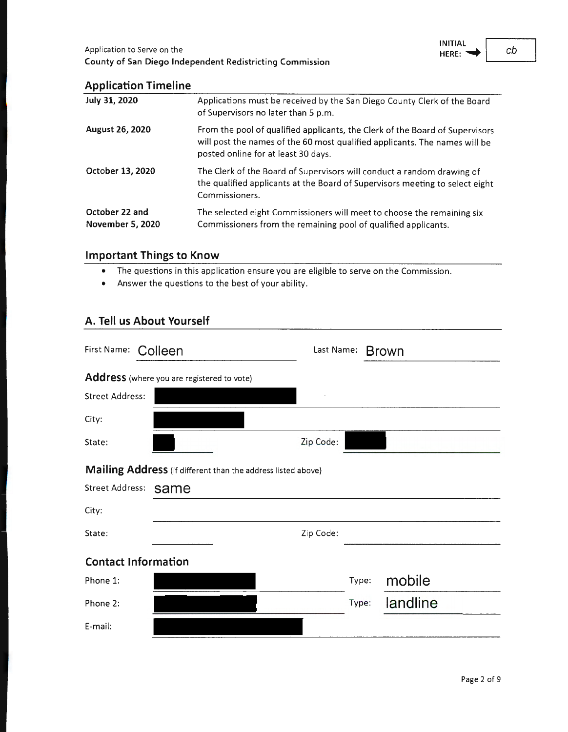Application to Serve on the
**County of San Diego Independent Redistricting Commission**

**INITIAL HERE:** cb

## Application Timeline

| | |
|---|---|
| **July 31, 2020** | Applications must be received by the San Diego County Clerk of the Board of Supervisors no later than 5 p.m. |
| **August 26, 2020** | From the pool of qualified applicants, the Clerk of the Board of Supervisors will post the names of the 60 most qualified applicants. The names will be posted online for at least 30 days. |
| **October 13, 2020** | The Clerk of the Board of Supervisors will conduct a random drawing of the qualified applicants at the Board of Supervisors meeting to select eight Commissioners. |
| **October 22 and November 5, 2020** | The selected eight Commissioners will meet to choose the remaining six Commissioners from the remaining pool of qualified applicants. |

## Important Things to Know

- The questions in this application ensure you are eligible to serve on the Commission.
- Answer the questions to the best of your ability.

## A. Tell us About Yourself

First Name: Colleen    Last Name: Brown

### Address (where you are registered to vote)

Street Address: [REDACTED]

City: [REDACTED]

State: [REDACTED]    Zip Code: [REDACTED]

### Mailing Address (if different than the address listed above)

Street Address: same

City:

State:    Zip Code:

### Contact Information

Phone 1: [REDACTED]    Type: mobile

Phone 2: [REDACTED]    Type: landline

E-mail: [REDACTED]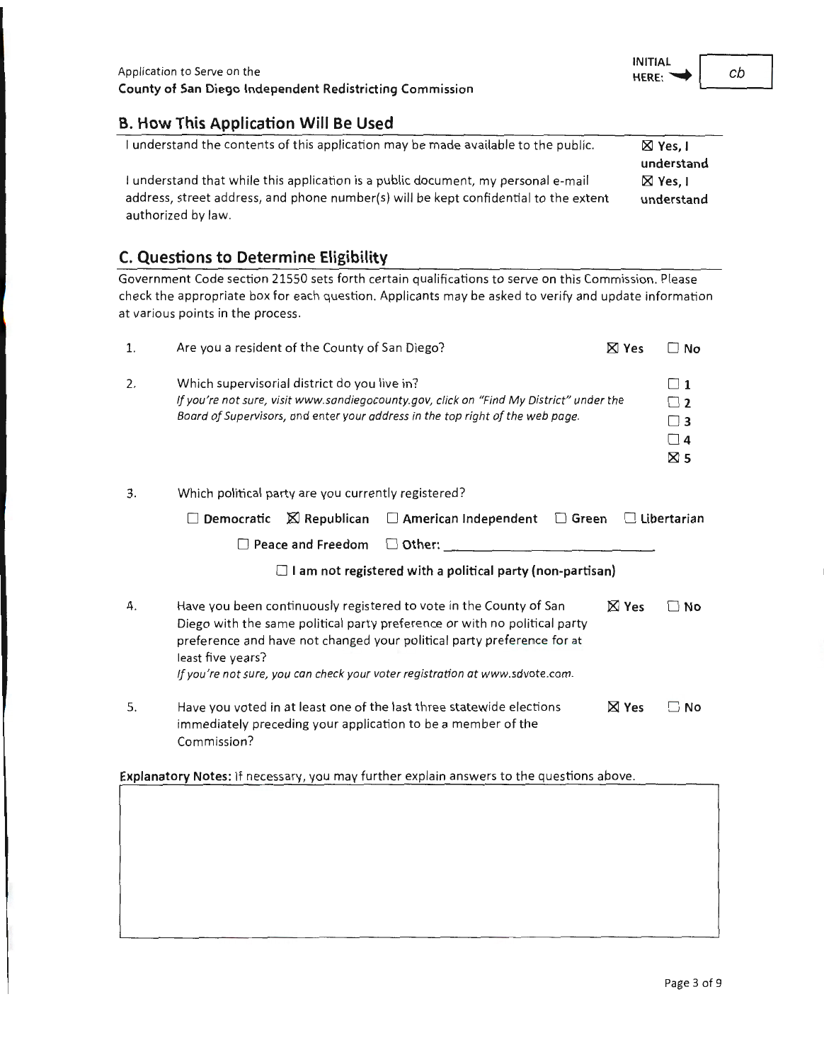INITIAL HERE: cb

## B. How This Application Will Be Used

| | |
|---|---|
| I understand the contents of this application may be made available to the public. | ☒ Yes, I understand |
| I understand that while this application is a public document, my personal e-mail address, street address, and phone number(s) will be kept confidential to the extent authorized by law. | ☒ Yes, I understand |

## C. Questions to Determine Eligibility

Government Code section 21550 sets forth certain qualifications to serve on this Commission. Please check the appropriate box for each question. Applicants may be asked to verify and update information at various points in the process.

1. Are you a resident of the County of San Diego? ☒ Yes ☐ No

2. Which supervisorial district do you live in?
   *If you're not sure, visit www.sandiegocounty.gov, click on "Find My District" under the Board of Supervisors, and enter your address in the top right of the web page.*
   ☐ 1
   ☐ 2
   ☐ 3
   ☐ 4
   ☒ 5

3. Which political party are you currently registered?
   ☐ **Democratic** ☒ **Republican** ☐ **American Independent** ☐ **Green** ☐ **Libertarian**
   ☐ **Peace and Freedom** ☐ **Other:** ______________________
   ☐ **I am not registered with a political party (non-partisan)**

4. Have you been continuously registered to vote in the County of San Diego with the same political party preference or with no political party preference and have not changed your political party preference for at least five years? ☒ Yes ☐ No
   *If you're not sure, you can check your voter registration at www.sdvote.com.*

5. Have you voted in at least one of the last three statewide elections immediately preceding your application to be a member of the Commission? ☒ Yes ☐ No

**Explanatory Notes:** If necessary, you may further explain answers to the questions above.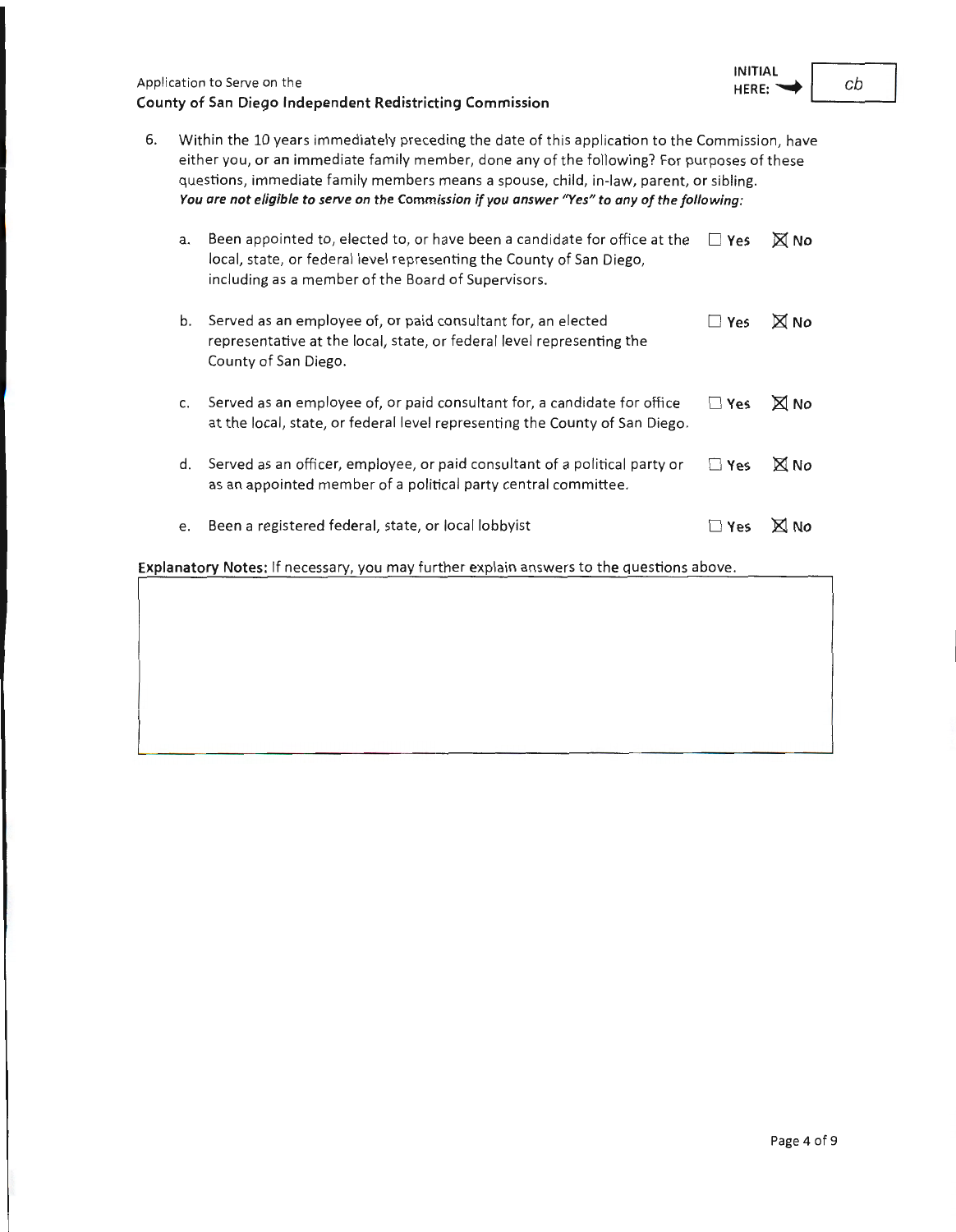Application to Serve on the
**County of San Diego Independent Redistricting Commission**

**INITIAL HERE:** cb

6. Within the 10 years immediately preceding the date of this application to the Commission, have either you, or an immediate family member, done any of the following? For purposes of these questions, immediate family members means a spouse, child, in-law, parent, or sibling.
   ***You are not eligible to serve on the Commission if you answer "Yes" to any of the following:***

   a. Been appointed to, elected to, or have been a candidate for office at the local, state, or federal level representing the County of San Diego, including as a member of the Board of Supervisors. ☐ **Yes** ☒ **No**

   b. Served as an employee of, or paid consultant for, an elected representative at the local, state, or federal level representing the County of San Diego. ☐ **Yes** ☒ **No**

   c. Served as an employee of, or paid consultant for, a candidate for office at the local, state, or federal level representing the County of San Diego. ☐ **Yes** ☒ **No**

   d. Served as an officer, employee, or paid consultant of a political party or as an appointed member of a political party central committee. ☐ **Yes** ☒ **No**

   e. Been a registered federal, state, or local lobbyist ☐ **Yes** ☒ **No**

**Explanatory Notes:** If necessary, you may further explain answers to the questions above.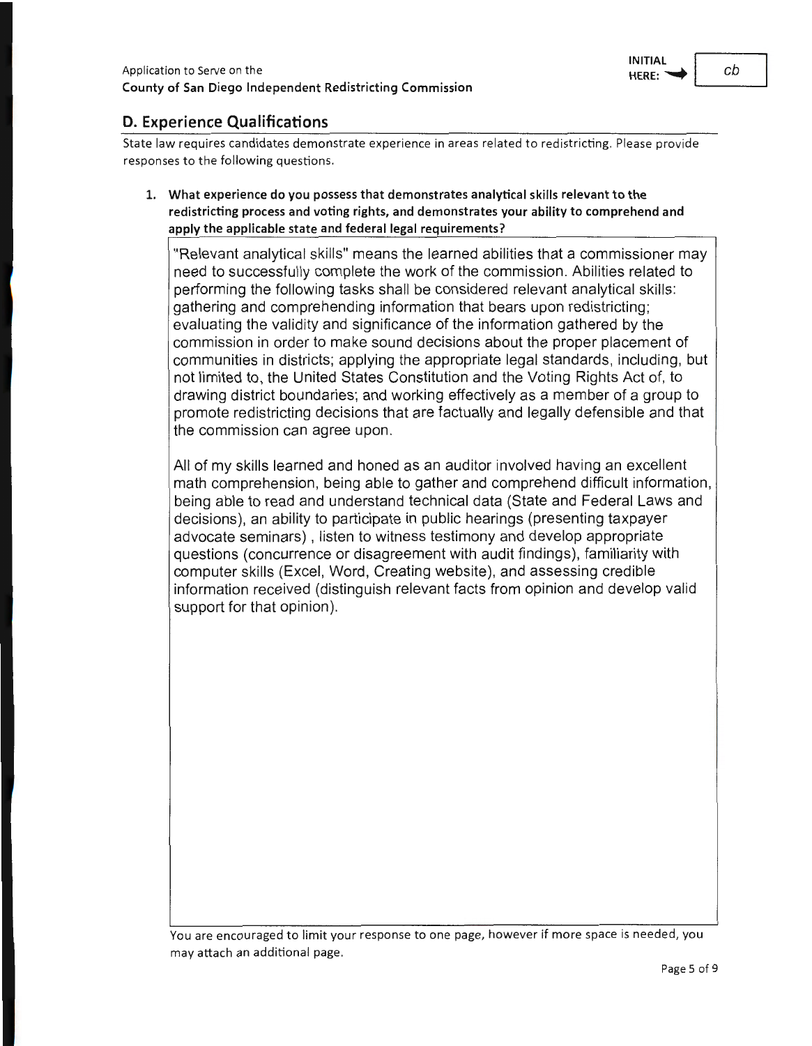Application to Serve on the
**County of San Diego Independent Redistricting Commission**

**INITIAL HERE:** cb

## D. Experience Qualifications

State law requires candidates demonstrate experience in areas related to redistricting. Please provide responses to the following questions.

1. **What experience do you possess that demonstrates analytical skills relevant to the redistricting process and voting rights, and demonstrates your ability to comprehend and apply the applicable state and federal legal requirements?**

"Relevant analytical skills" means the learned abilities that a commissioner may need to successfully complete the work of the commission. Abilities related to performing the following tasks shall be considered relevant analytical skills: gathering and comprehending information that bears upon redistricting; evaluating the validity and significance of the information gathered by the commission in order to make sound decisions about the proper placement of communities in districts; applying the appropriate legal standards, including, but not limited to, the United States Constitution and the Voting Rights Act of, to drawing district boundaries; and working effectively as a member of a group to promote redistricting decisions that are factually and legally defensible and that the commission can agree upon.

All of my skills learned and honed as an auditor involved having an excellent math comprehension, being able to gather and comprehend difficult information, being able to read and understand technical data (State and Federal Laws and decisions), an ability to participate in public hearings (presenting taxpayer advocate seminars) , listen to witness testimony and develop appropriate questions (concurrence or disagreement with audit findings), familiarity with computer skills (Excel, Word, Creating website), and assessing credible information received (distinguish relevant facts from opinion and develop valid support for that opinion).

You are encouraged to limit your response to one page, however if more space is needed, you may attach an additional page.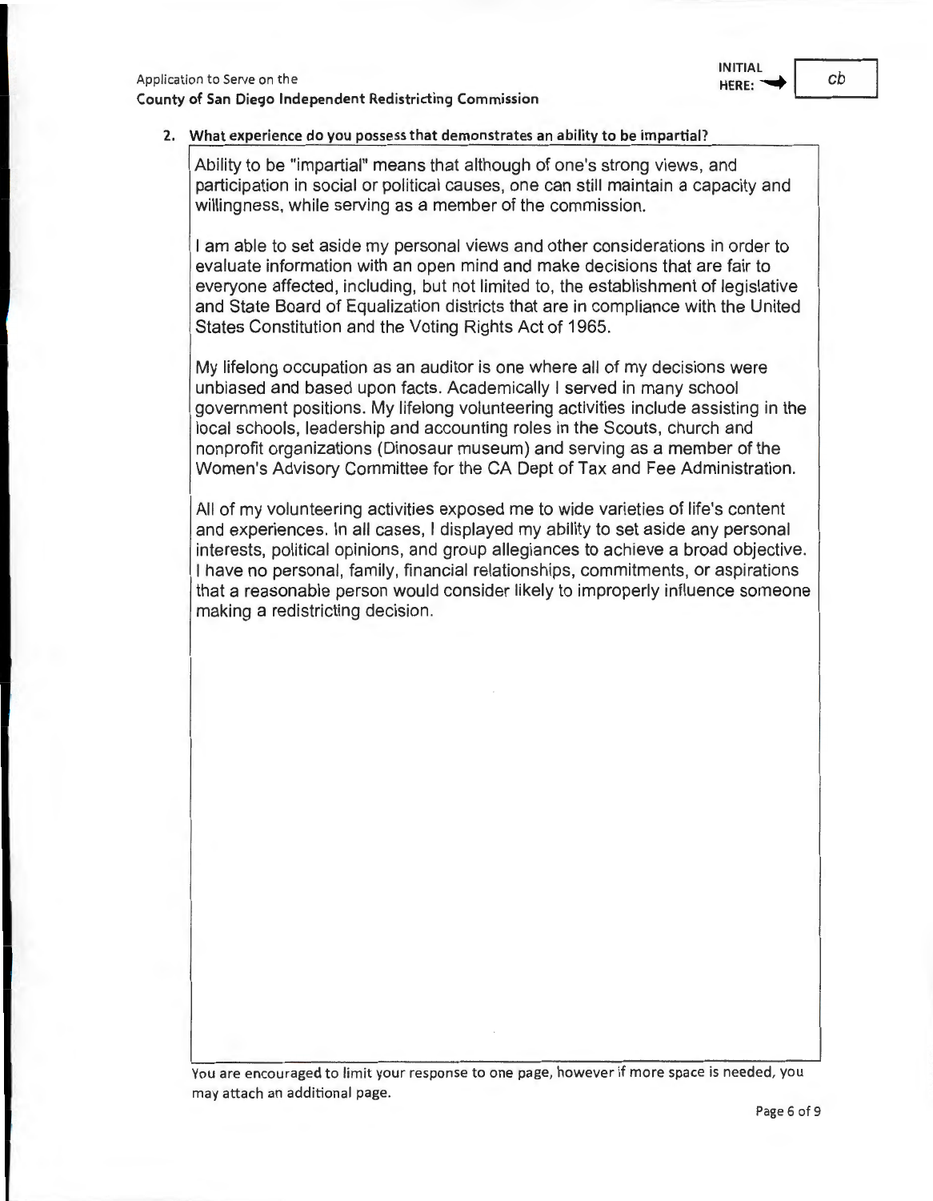Application to Serve on the
**County of San Diego Independent Redistricting Commission**

**INITIAL HERE:** cb

**2. What experience do you possess that demonstrates an ability to be impartial?**

Ability to be "impartial" means that although of one's strong views, and participation in social or political causes, one can still maintain a capacity and willingness, while serving as a member of the commission.

I am able to set aside my personal views and other considerations in order to evaluate information with an open mind and make decisions that are fair to everyone affected, including, but not limited to, the establishment of legislative and State Board of Equalization districts that are in compliance with the United States Constitution and the Voting Rights Act of 1965.

My lifelong occupation as an auditor is one where all of my decisions were unbiased and based upon facts. Academically I served in many school government positions. My lifelong volunteering activities include assisting in the local schools, leadership and accounting roles in the Scouts, church and nonprofit organizations (Dinosaur museum) and serving as a member of the Women's Advisory Committee for the CA Dept of Tax and Fee Administration.

All of my volunteering activities exposed me to wide varieties of life's content and experiences. In all cases, I displayed my ability to set aside any personal interests, political opinions, and group allegiances to achieve a broad objective. I have no personal, family, financial relationships, commitments, or aspirations that a reasonable person would consider likely to improperly influence someone making a redistricting decision.

You are encouraged to limit your response to one page, however if more space is needed, you may attach an additional page.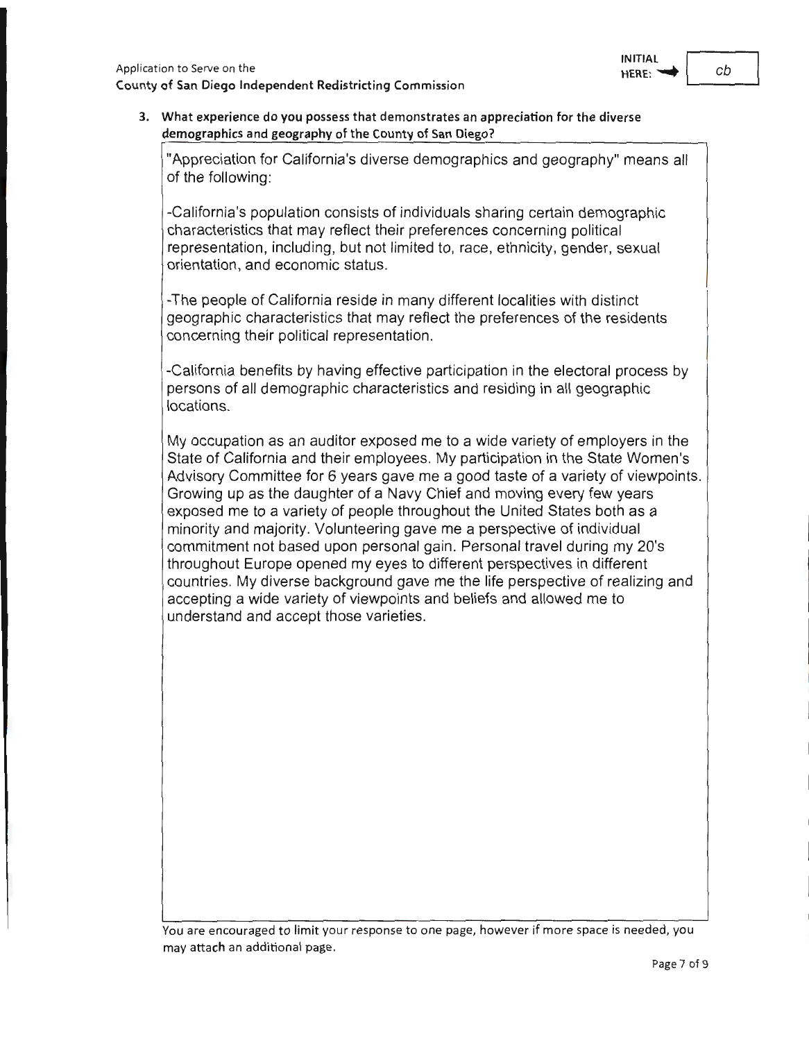INITIAL HERE: cb

3. **What experience do you possess that demonstrates an appreciation for the diverse demographics and geography of the County of San Diego?**

"Appreciation for California's diverse demographics and geography" means all of the following:

-California's population consists of individuals sharing certain demographic characteristics that may reflect their preferences concerning political representation, including, but not limited to, race, ethnicity, gender, sexual orientation, and economic status.

-The people of California reside in many different localities with distinct geographic characteristics that may reflect the preferences of the residents concerning their political representation.

-California benefits by having effective participation in the electoral process by persons of all demographic characteristics and residing in all geographic locations.

My occupation as an auditor exposed me to a wide variety of employers in the State of California and their employees. My participation in the State Women's Advisory Committee for 6 years gave me a good taste of a variety of viewpoints. Growing up as the daughter of a Navy Chief and moving every few years exposed me to a variety of people throughout the United States both as a minority and majority. Volunteering gave me a perspective of individual commitment not based upon personal gain. Personal travel during my 20's throughout Europe opened my eyes to different perspectives in different countries. My diverse background gave me the life perspective of realizing and accepting a wide variety of viewpoints and beliefs and allowed me to understand and accept those varieties.

You are encouraged to limit your response to one page, however if more space is needed, you may attach an additional page.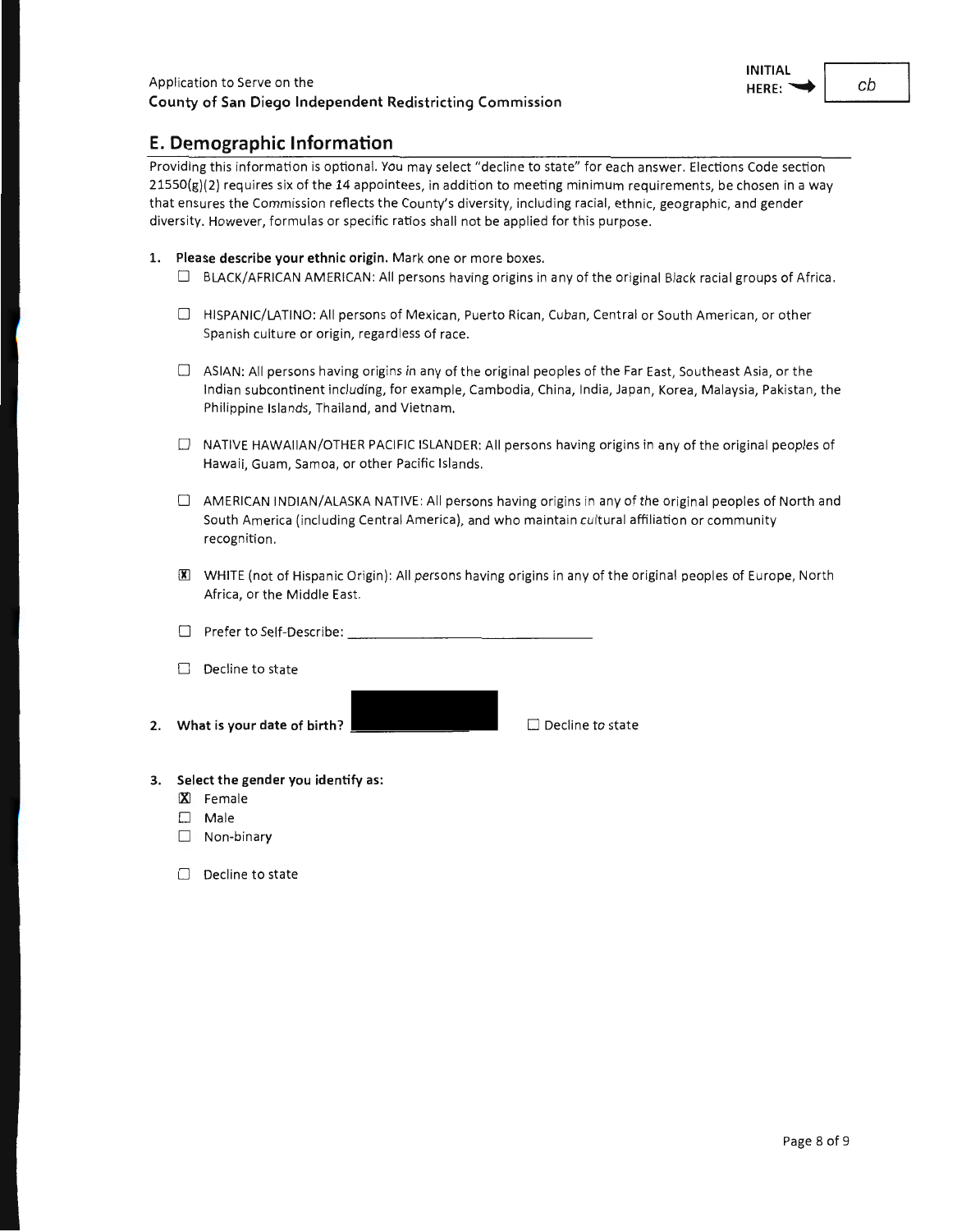Application to Serve on the
**County of San Diego Independent Redistricting Commission**

**INITIAL HERE:** cb

## E. Demographic Information

Providing this information is optional. You may select "decline to state" for each answer. Elections Code section 21550(g)(2) requires six of the 14 appointees, in addition to meeting minimum requirements, be chosen in a way that ensures the Commission reflects the County's diversity, including racial, ethnic, geographic, and gender diversity. However, formulas or specific ratios shall not be applied for this purpose.

1. **Please describe your ethnic origin.** Mark one or more boxes.
   - ☐ BLACK/AFRICAN AMERICAN: All persons having origins in any of the original Black racial groups of Africa.
   - ☐ HISPANIC/LATINO: All persons of Mexican, Puerto Rican, Cuban, Central or South American, or other Spanish culture or origin, regardless of race.
   - ☐ ASIAN: All persons having origins in any of the original peoples of the Far East, Southeast Asia, or the Indian subcontinent including, for example, Cambodia, China, India, Japan, Korea, Malaysia, Pakistan, the Philippine Islands, Thailand, and Vietnam.
   - ☐ NATIVE HAWAIIAN/OTHER PACIFIC ISLANDER: All persons having origins in any of the original peoples of Hawaii, Guam, Samoa, or other Pacific Islands.
   - ☐ AMERICAN INDIAN/ALASKA NATIVE: All persons having origins in any of the original peoples of North and South America (including Central America), and who maintain cultural affiliation or community recognition.
   - ☒ WHITE (not of Hispanic Origin): All persons having origins in any of the original peoples of Europe, North Africa, or the Middle East.
   - ☐ Prefer to Self-Describe: ______________________
   - ☐ Decline to state

2. **What is your date of birth?** [REDACTED] ☐ Decline to state

3. **Select the gender you identify as:**
   - ☒ Female
   - ☐ Male
   - ☐ Non-binary
   - ☐ Decline to state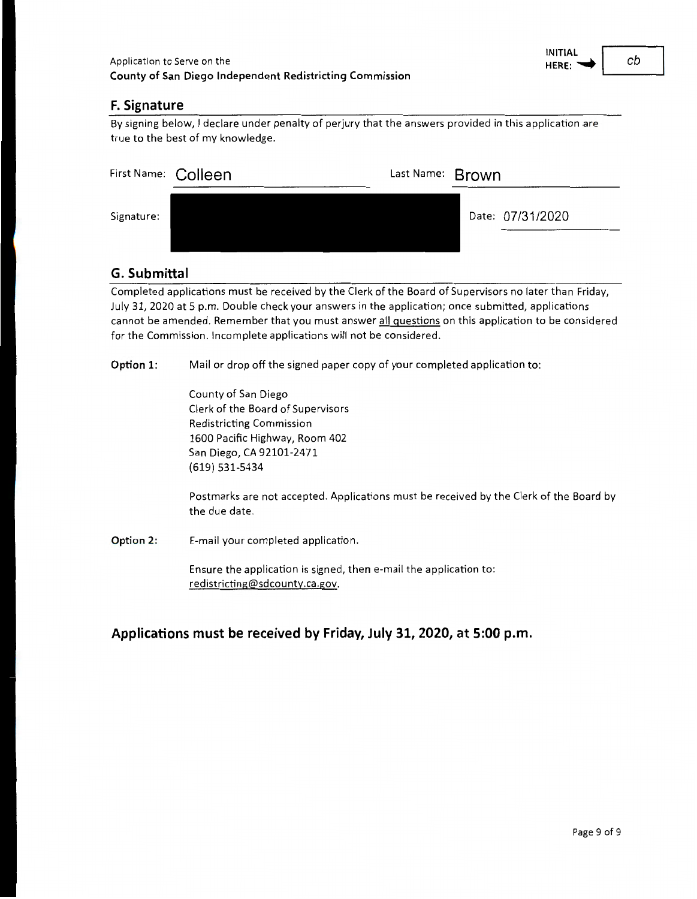Application to Serve on the
**County of San Diego Independent Redistricting Commission**

INITIAL HERE: cb

## F. Signature

By signing below, I declare under penalty of perjury that the answers provided in this application are true to the best of my knowledge.

First Name: Colleen    Last Name: Brown

Signature:    Date: 07/31/2020

## G. Submittal

Completed applications must be received by the Clerk of the Board of Supervisors no later than Friday, July 31, 2020 at 5 p.m. Double check your answers in the application; once submitted, applications cannot be amended. Remember that you must answer all questions on this application to be considered for the Commission. Incomplete applications will not be considered.

**Option 1:** Mail or drop off the signed paper copy of your completed application to:

County of San Diego
Clerk of the Board of Supervisors
Redistricting Commission
1600 Pacific Highway, Room 402
San Diego, CA 92101-2471
(619) 531-5434

Postmarks are not accepted. Applications must be received by the Clerk of the Board by the due date.

**Option 2:** E-mail your completed application.

Ensure the application is signed, then e-mail the application to: redistricting@sdcounty.ca.gov.

**Applications must be received by Friday, July 31, 2020, at 5:00 p.m.**